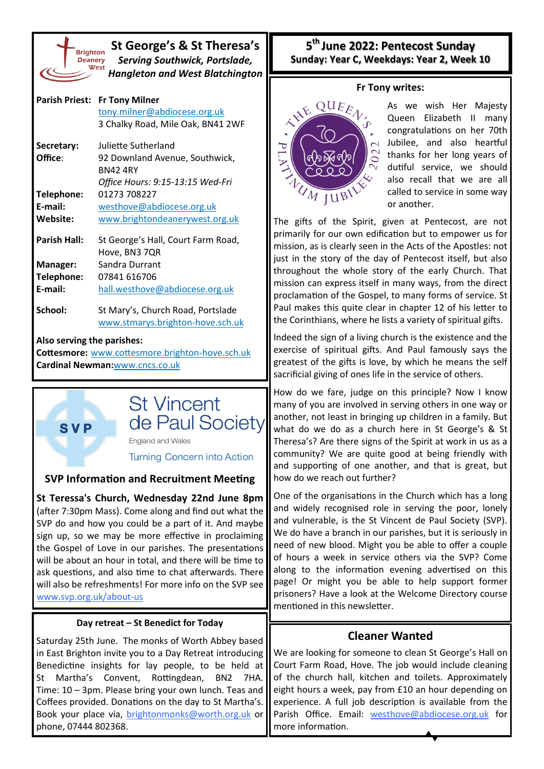# St George's & St Theresa's

***Serving Southwick, Portslade, Hangleton and West Blatchington***

**Parish Priest:** **Fr Tony Milner**
tony.milner@abdiocese.org.uk
3 Chalky Road, Mile Oak, BN41 2WF

**Secretary:** Juliette Sutherland
**Office**: 92 Downland Avenue, Southwick, BN42 4RY
*Office Hours: 9:15-13:15 Wed-Fri*
**Telephone:** 01273 708227
**E-mail:** westhove@abdiocese.org.uk
**Website:** www.brightondeanerywest.org.uk

**Parish Hall:** St George's Hall, Court Farm Road, Hove, BN3 7QR
**Manager:** Sandra Durrant
**Telephone:** 07841 616706
**E-mail:** hall.westhove@abdiocese.org.uk

**School:** St Mary's, Church Road, Portslade
www.stmarys.brighton-hove.sch.uk

**Also serving the parishes:**
**Cottesmore:** www.cottesmore.brighton-hove.sch.uk
**Cardinal Newman:** www.cncs.co.uk

## St Vincent de Paul Society

England and Wales

Turning Concern into Action

### SVP Information and Recruitment Meeting

**St Teressa's Church, Wednesday 22nd June 8pm** (after 7:30pm Mass). Come along and find out what the SVP do and how you could be a part of it. And maybe sign up, so we may be more effective in proclaiming the Gospel of Love in our parishes. The presentations will be about an hour in total, and there will be time to ask questions, and also time to chat afterwards. There will also be refreshments! For more info on the SVP see www.svp.org.uk/about-us

### Day retreat – St Benedict for Today

Saturday 25th June. The monks of Worth Abbey based in East Brighton invite you to a Day Retreat introducing Benedictine insights for lay people, to be held at St Martha's Convent, Rottingdean, BN2 7HA. Time: 10 – 3pm. Please bring your own lunch. Teas and Coffees provided. Donations on the day to St Martha's. Book your place via, brightonmonks@worth.org.uk or phone, 07444 802368.

## 5th June 2022: Pentecost Sunday

**Sunday: Year C, Weekdays: Year 2, Week 10**

### Fr Tony writes:

As we wish Her Majesty Queen Elizabeth II many congratulations on her 70th Jubilee, and also heartful thanks for her long years of dutiful service, we should also recall that we are all called to service in some way or another.

The gifts of the Spirit, given at Pentecost, are not primarily for our own edification but to empower us for mission, as is clearly seen in the Acts of the Apostles: not just in the story of the day of Pentecost itself, but also throughout the whole story of the early Church. That mission can express itself in many ways, from the direct proclamation of the Gospel, to many forms of service. St Paul makes this quite clear in chapter 12 of his letter to the Corinthians, where he lists a variety of spiritual gifts.

Indeed the sign of a living church is the existence and the exercise of spiritual gifts. And Paul famously says the greatest of the gifts is love, by which he means the self sacrificial giving of ones life in the service of others.

How do we fare, judge on this principle? Now I know many of you are involved in serving others in one way or another, not least in bringing up children in a family. But what do we do as a church here in St George's & St Theresa's? Are there signs of the Spirit at work in us as a community? We are quite good at being friendly with and supporting of one another, and that is great, but how do we reach out further?

One of the organisations in the Church which has a long and widely recognised role in serving the poor, lonely and vulnerable, is the St Vincent de Paul Society (SVP). We do have a branch in our parishes, but it is seriously in need of new blood. Might you be able to offer a couple of hours a week in service others via the SVP? Come along to the information evening advertised on this page! Or might you be able to help support former prisoners? Have a look at the Welcome Directory course mentioned in this newsletter.

### Cleaner Wanted

We are looking for someone to clean St George's Hall on Court Farm Road, Hove. The job would include cleaning of the church hall, kitchen and toilets. Approximately eight hours a week, pay from £10 an hour depending on experience. A full job description is available from the Parish Office. Email: westhove@abdiocese.org.uk for more information.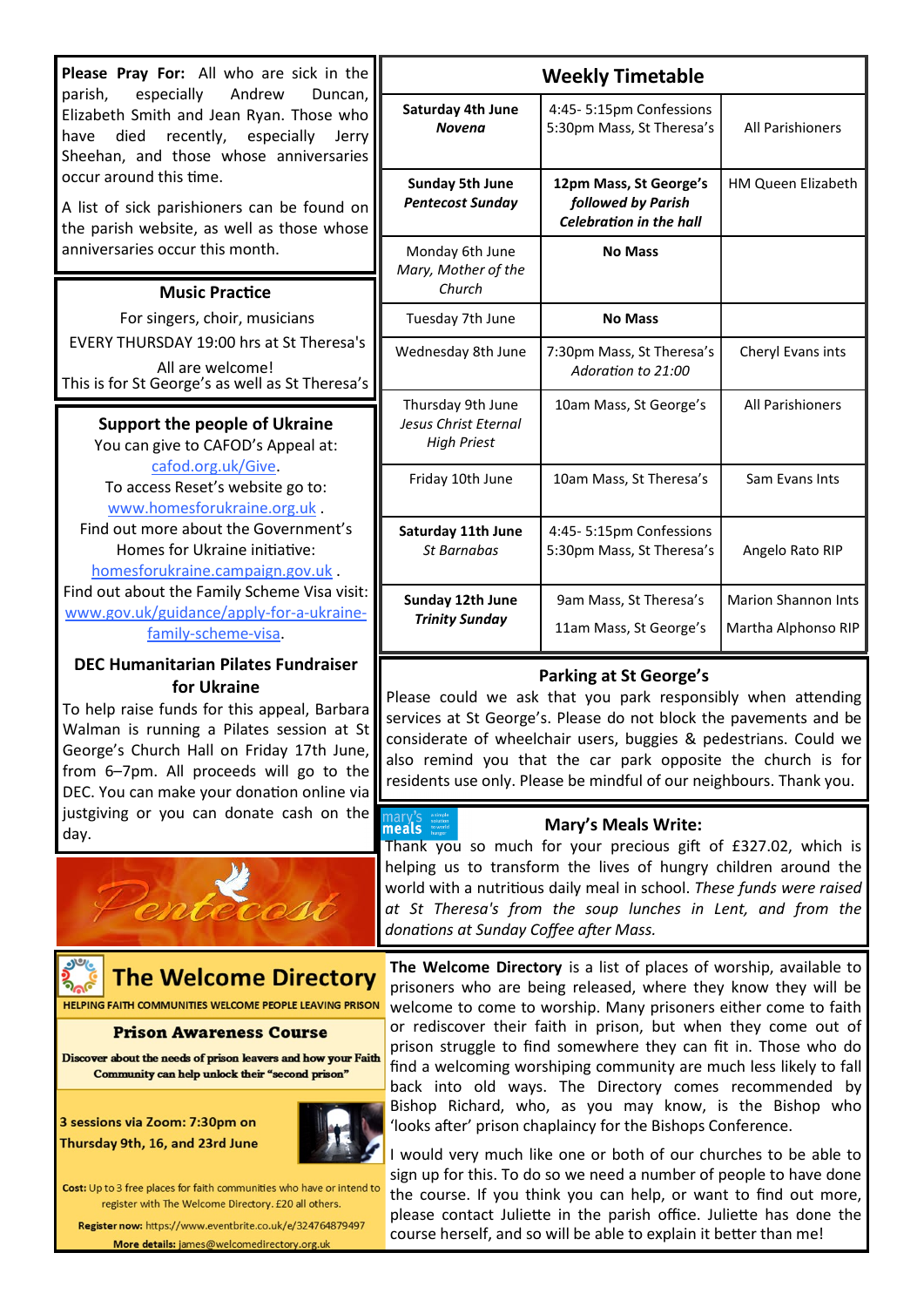**Please Pray For:** All who are sick in the parish, especially Andrew Duncan, Elizabeth Smith and Jean Ryan. Those who have died recently, especially Jerry Sheehan, and those whose anniversaries occur around this time.

A list of sick parishioners can be found on the parish website, as well as those whose anniversaries occur this month.

## Music Practice

For singers, choir, musicians

EVERY THURSDAY 19:00 hrs at St Theresa's

All are welcome!

This is for St George's as well as St Theresa's

## Support the people of Ukraine

You can give to CAFOD's Appeal at: cafod.org.uk/Give.

To access Reset's website go to: www.homesforukraine.org.uk .

Find out more about the Government's Homes for Ukraine initiative: homesforukraine.campaign.gov.uk .

Find out about the Family Scheme Visa visit: www.gov.uk/guidance/apply-for-a-ukraine-family-scheme-visa.

## DEC Humanitarian Pilates Fundraiser for Ukraine

To help raise funds for this appeal, Barbara Walman is running a Pilates session at St George's Church Hall on Friday 17th June, from 6–7pm. All proceeds will go to the DEC. You can make your donation online via justgiving or you can donate cash on the day.

Pentecost

## Weekly Timetable

| | | |
|---|---|---|
| **Saturday 4th June** ***Novena*** | 4:45- 5:15pm Confessions 5:30pm Mass, St Theresa's | All Parishioners |
| **Sunday 5th June** ***Pentecost Sunday*** | **12pm Mass, St George's** ***followed by Parish Celebration in the hall*** | HM Queen Elizabeth |
| Monday 6th June *Mary, Mother of the Church* | **No Mass** | |
| Tuesday 7th June | **No Mass** | |
| Wednesday 8th June | 7:30pm Mass, St Theresa's *Adoration to 21:00* | Cheryl Evans ints |
| Thursday 9th June *Jesus Christ Eternal High Priest* | 10am Mass, St George's | All Parishioners |
| Friday 10th June | 10am Mass, St Theresa's | Sam Evans Ints |
| **Saturday 11th June** *St Barnabas* | 4:45- 5:15pm Confessions 5:30pm Mass, St Theresa's | Angelo Rato RIP |
| **Sunday 12th June** ***Trinity Sunday*** | 9am Mass, St Theresa's 11am Mass, St George's | Marion Shannon Ints Martha Alphonso RIP |

## Parking at St George's

Please could we ask that you park responsibly when attending services at St George's. Please do not block the pavements and be considerate of wheelchair users, buggies & pedestrians. Could we also remind you that the car park opposite the church is for residents use only. Please be mindful of our neighbours. Thank you.

## Mary's Meals Write:

Thank you so much for your precious gift of £327.02, which is helping us to transform the lives of hungry children around the world with a nutritious daily meal in school. *These funds were raised at St Theresa's from the soup lunches in Lent, and from the donations at Sunday Coffee after Mass.*

## The Welcome Directory

HELPING FAITH COMMUNITIES WELCOME PEOPLE LEAVING PRISON

### Prison Awareness Course

**Discover about the needs of prison leavers and how your Faith Community can help unlock their "second prison"**

**3 sessions via Zoom: 7:30pm on Thursday 9th, 16, and 23rd June**

**Cost:** Up to 3 free places for faith communities who have or intend to register with The Welcome Directory. £20 all others.

**Register now:** https://www.eventbrite.co.uk/e/324764879497

**More details:** james@welcomedirectory.org.uk

**The Welcome Directory** is a list of places of worship, available to prisoners who are being released, where they know they will be welcome to come to worship. Many prisoners either come to faith or rediscover their faith in prison, but when they come out of prison struggle to find somewhere they can fit in. Those who do find a welcoming worshiping community are much less likely to fall back into old ways. The Directory comes recommended by Bishop Richard, who, as you may know, is the Bishop who 'looks after' prison chaplaincy for the Bishops Conference.

I would very much like one or both of our churches to be able to sign up for this. To do so we need a number of people to have done the course. If you think you can help, or want to find out more, please contact Juliette in the parish office. Juliette has done the course herself, and so will be able to explain it better than me!